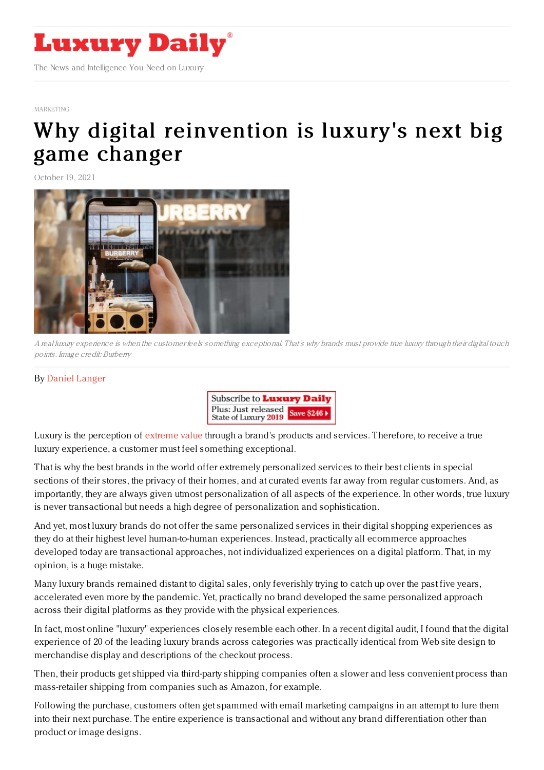MARKETING

# Why digital reinvention is luxury's next big game changer

October 19, 2021

*A real luxury experience is when the customer feels something exceptional. That's why brands must provide true luxury through their digital touch points. Image credit: Burberry*

By Daniel Langer

Luxury is the perception of extreme value through a brand's products and services. Therefore, to receive a true luxury experience, a customer must feel something exceptional.

That is why the best brands in the world offer extremely personalized services to their best clients in special sections of their stores, the privacy of their homes, and at curated events far away from regular customers. And, as importantly, they are always given utmost personalization of all aspects of the experience. In other words, true luxury is never transactional but needs a high degree of personalization and sophistication.

And yet, most luxury brands do not offer the same personalized services in their digital shopping experiences as they do at their highest level human-to-human experiences. Instead, practically all ecommerce approaches developed today are transactional approaches, not individualized experiences on a digital platform. That, in my opinion, is a huge mistake.

Many luxury brands remained distant to digital sales, only feverishly trying to catch up over the past five years, accelerated even more by the pandemic. Yet, practically no brand developed the same personalized approach across their digital platforms as they provide with the physical experiences.

In fact, most online "luxury" experiences closely resemble each other. In a recent digital audit, I found that the digital experience of 20 of the leading luxury brands across categories was practically identical from Web site design to merchandise display and descriptions of the checkout process.

Then, their products get shipped via third-party shipping companies often a slower and less convenient process than mass-retailer shipping from companies such as Amazon, for example.

Following the purchase, customers often get spammed with email marketing campaigns in an attempt to lure them into their next purchase. The entire experience is transactional and without any brand differentiation other than product or image designs.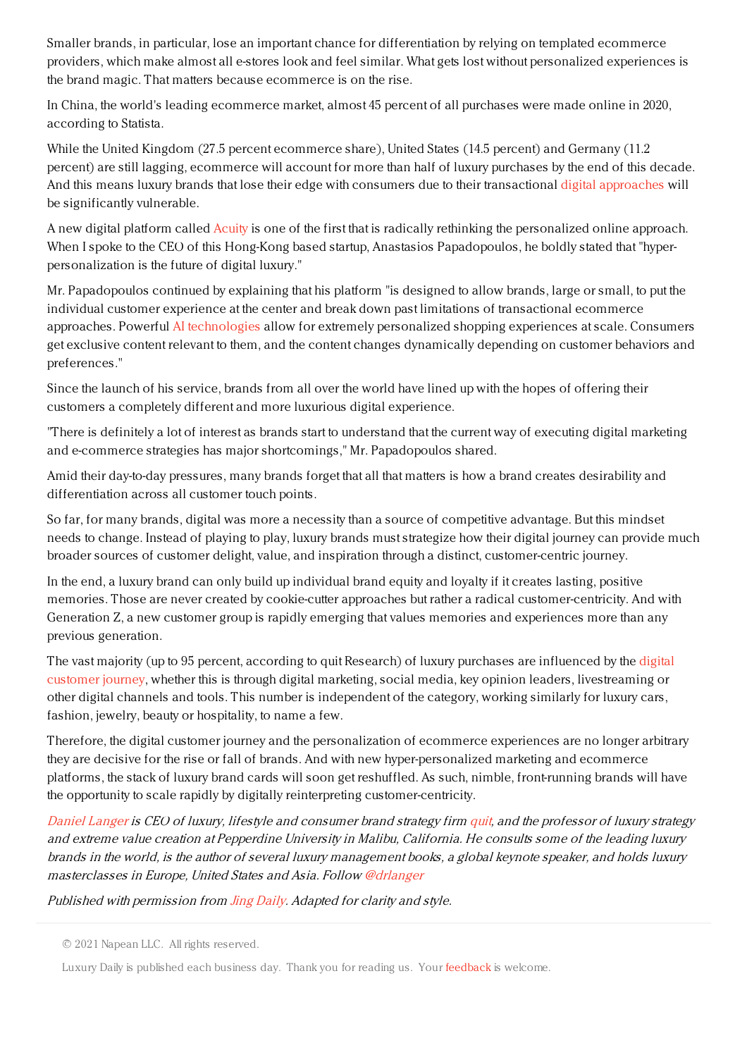Smaller brands, in particular, lose an important chance for differentiation by relying on templated ecommerce providers, which make almost all e-stores look and feel similar. What gets lost without personalized experiences is the brand magic. That matters because ecommerce is on the rise.

In China, the world's leading ecommerce market, almost 45 percent of all purchases were made online in 2020, according to Statista.

While the United Kingdom (27.5 percent ecommerce share), United States (14.5 percent) and Germany (11.2 percent) are still lagging, ecommerce will account for more than half of luxury purchases by the end of this decade. And this means luxury brands that lose their edge with consumers due to their transactional digital approaches will be significantly vulnerable.

A new digital platform called Acuity is one of the first that is radically rethinking the personalized online approach. When I spoke to the CEO of this Hong-Kong based startup, Anastasios Papadopoulos, he boldly stated that "hyper-personalization is the future of digital luxury."

Mr. Papadopoulos continued by explaining that his platform "is designed to allow brands, large or small, to put the individual customer experience at the center and break down past limitations of transactional ecommerce approaches. Powerful AI technologies allow for extremely personalized shopping experiences at scale. Consumers get exclusive content relevant to them, and the content changes dynamically depending on customer behaviors and preferences."

Since the launch of his service, brands from all over the world have lined up with the hopes of offering their customers a completely different and more luxurious digital experience.

"There is definitely a lot of interest as brands start to understand that the current way of executing digital marketing and e-commerce strategies has major shortcomings," Mr. Papadopoulos shared.

Amid their day-to-day pressures, many brands forget that all that matters is how a brand creates desirability and differentiation across all customer touch points.

So far, for many brands, digital was more a necessity than a source of competitive advantage. But this mindset needs to change. Instead of playing to play, luxury brands must strategize how their digital journey can provide much broader sources of customer delight, value, and inspiration through a distinct, customer-centric journey.

In the end, a luxury brand can only build up individual brand equity and loyalty if it creates lasting, positive memories. Those are never created by cookie-cutter approaches but rather a radical customer-centricity. And with Generation Z, a new customer group is rapidly emerging that values memories and experiences more than any previous generation.

The vast majority (up to 95 percent, according to quit Research) of luxury purchases are influenced by the digital customer journey, whether this is through digital marketing, social media, key opinion leaders, livestreaming or other digital channels and tools. This number is independent of the category, working similarly for luxury cars, fashion, jewelry, beauty or hospitality, to name a few.

Therefore, the digital customer journey and the personalization of ecommerce experiences are no longer arbitrary they are decisive for the rise or fall of brands. And with new hyper-personalized marketing and ecommerce platforms, the stack of luxury brand cards will soon get reshuffled. As such, nimble, front-running brands will have the opportunity to scale rapidly by digitally reinterpreting customer-centricity.

*Daniel Langer is CEO of luxury, lifestyle and consumer brand strategy firm quit, and the professor of luxury strategy and extreme value creation at Pepperdine University in Malibu, California. He consults some of the leading luxury brands in the world, is the author of several luxury management books, a global keynote speaker, and holds luxury masterclasses in Europe, United States and Asia. Follow @drlanger*

*Published with permission from Jing Daily. Adapted for clarity and style.*

© 2021 Napean LLC. All rights reserved.

Luxury Daily is published each business day. Thank you for reading us. Your feedback is welcome.